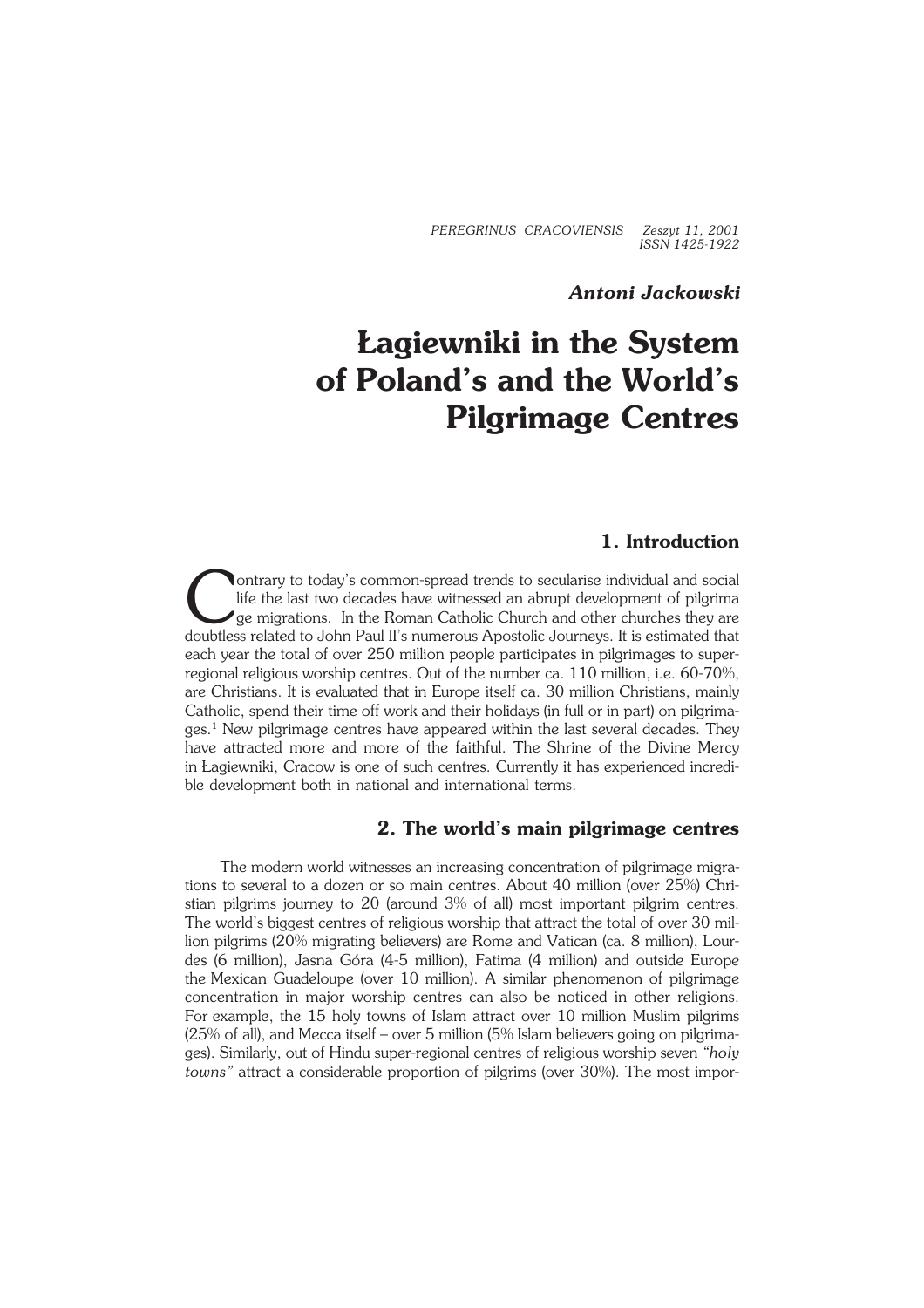PEREGRINUS CRACOVIENSIS Zeszyt 11, 2001
ISSN 1425-1922

*Antoni Jackowski*

# Łagiewniki in the System of Poland's and the World's Pilgrimage Centres

## 1. Introduction

Contrary to today's common-spread trends to secularise individual and social life the last two decades have witnessed an abrupt development of pilgrimage migrations. In the Roman Catholic Church and other churches they are doubtless related to John Paul II's numerous Apostolic Journeys. It is estimated that each year the total of over 250 million people participates in pilgrimages to super-regional religious worship centres. Out of the number ca. 110 million, i.e. 60-70%, are Christians. It is evaluated that in Europe itself ca. 30 million Christians, mainly Catholic, spend their time off work and their holidays (in full or in part) on pilgrimages.[1] New pilgrimage centres have appeared within the last several decades. They have attracted more and more of the faithful. The Shrine of the Divine Mercy in Łagiewniki, Cracow is one of such centres. Currently it has experienced incredible development both in national and international terms.

## 2. The world's main pilgrimage centres

The modern world witnesses an increasing concentration of pilgrimage migrations to several to a dozen or so main centres. About 40 million (over 25%) Christian pilgrims journey to 20 (around 3% of all) most important pilgrim centres. The world's biggest centres of religious worship that attract the total of over 30 million pilgrims (20% migrating believers) are Rome and Vatican (ca. 8 million), Lourdes (6 million), Jasna Góra (4-5 million), Fatima (4 million) and outside Europe the Mexican Guadeloupe (over 10 million). A similar phenomenon of pilgrimage concentration in major worship centres can also be noticed in other religions. For example, the 15 holy towns of Islam attract over 10 million Muslim pilgrims (25% of all), and Mecca itself – over 5 million (5% Islam believers going on pilgrimages). Similarly, out of Hindu super-regional centres of religious worship seven *"holy towns"* attract a considerable proportion of pilgrims (over 30%). The most impor-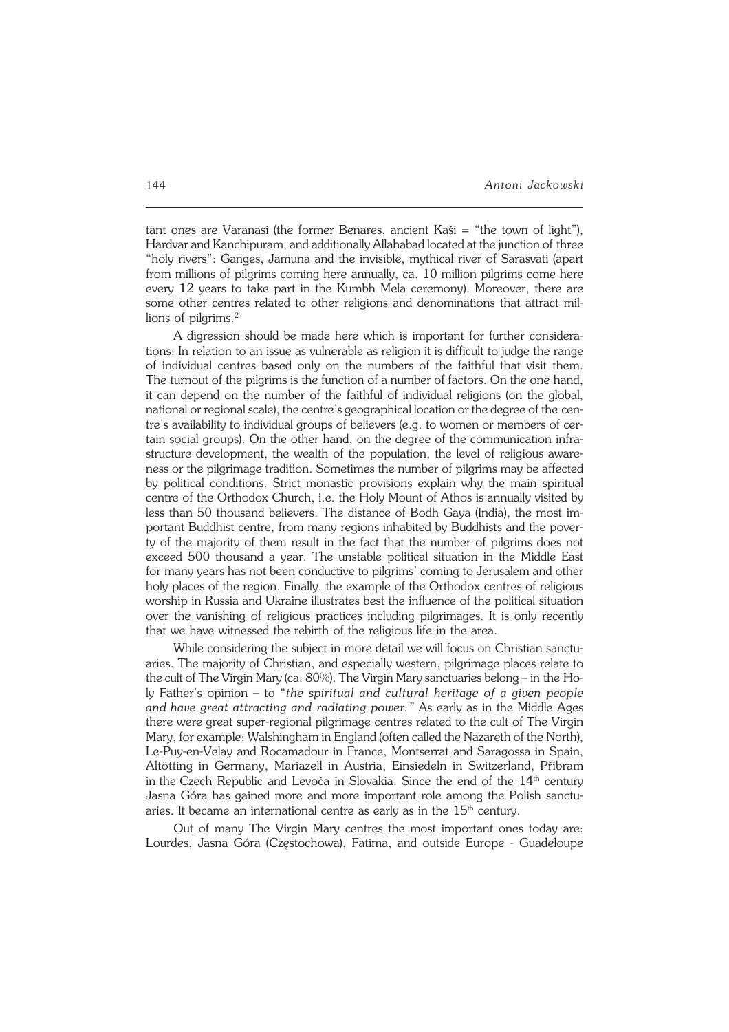tant ones are Varanasi (the former Benares, ancient Kaši = "the town of light"), Hardvar and Kanchipuram, and additionally Allahabad located at the junction of three "holy rivers": Ganges, Jamuna and the invisible, mythical river of Sarasvati (apart from millions of pilgrims coming here annually, ca. 10 million pilgrims come here every 12 years to take part in the Kumbh Mela ceremony). Moreover, there are some other centres related to other religions and denominations that attract millions of pilgrims.[2]

A digression should be made here which is important for further considerations: In relation to an issue as vulnerable as religion it is difficult to judge the range of individual centres based only on the numbers of the faithful that visit them. The turnout of the pilgrims is the function of a number of factors. On the one hand, it can depend on the number of the faithful of individual religions (on the global, national or regional scale), the centre's geographical location or the degree of the centre's availability to individual groups of believers (e.g. to women or members of certain social groups). On the other hand, on the degree of the communication infrastructure development, the wealth of the population, the level of religious awareness or the pilgrimage tradition. Sometimes the number of pilgrims may be affected by political conditions. Strict monastic provisions explain why the main spiritual centre of the Orthodox Church, i.e. the Holy Mount of Athos is annually visited by less than 50 thousand believers. The distance of Bodh Gaya (India), the most important Buddhist centre, from many regions inhabited by Buddhists and the poverty of the majority of them result in the fact that the number of pilgrims does not exceed 500 thousand a year. The unstable political situation in the Middle East for many years has not been conductive to pilgrims' coming to Jerusalem and other holy places of the region. Finally, the example of the Orthodox centres of religious worship in Russia and Ukraine illustrates best the influence of the political situation over the vanishing of religious practices including pilgrimages. It is only recently that we have witnessed the rebirth of the religious life in the area.

While considering the subject in more detail we will focus on Christian sanctuaries. The majority of Christian, and especially western, pilgrimage places relate to the cult of The Virgin Mary (ca. 80%). The Virgin Mary sanctuaries belong – in the Holy Father's opinion – to "*the spiritual and cultural heritage of a given people and have great attracting and radiating power.*" As early as in the Middle Ages there were great super-regional pilgrimage centres related to the cult of The Virgin Mary, for example: Walshingham in England (often called the Nazareth of the North), Le-Puy-en-Velay and Rocamadour in France, Montserrat and Saragossa in Spain, Altötting in Germany, Mariazell in Austria, Einsiedeln in Switzerland, Přibram in the Czech Republic and Levoča in Slovakia. Since the end of the 14[th] century Jasna Góra has gained more and more important role among the Polish sanctuaries. It became an international centre as early as in the 15[th] century.

Out of many The Virgin Mary centres the most important ones today are: Lourdes, Jasna Góra (Częstochowa), Fatima, and outside Europe - Guadeloupe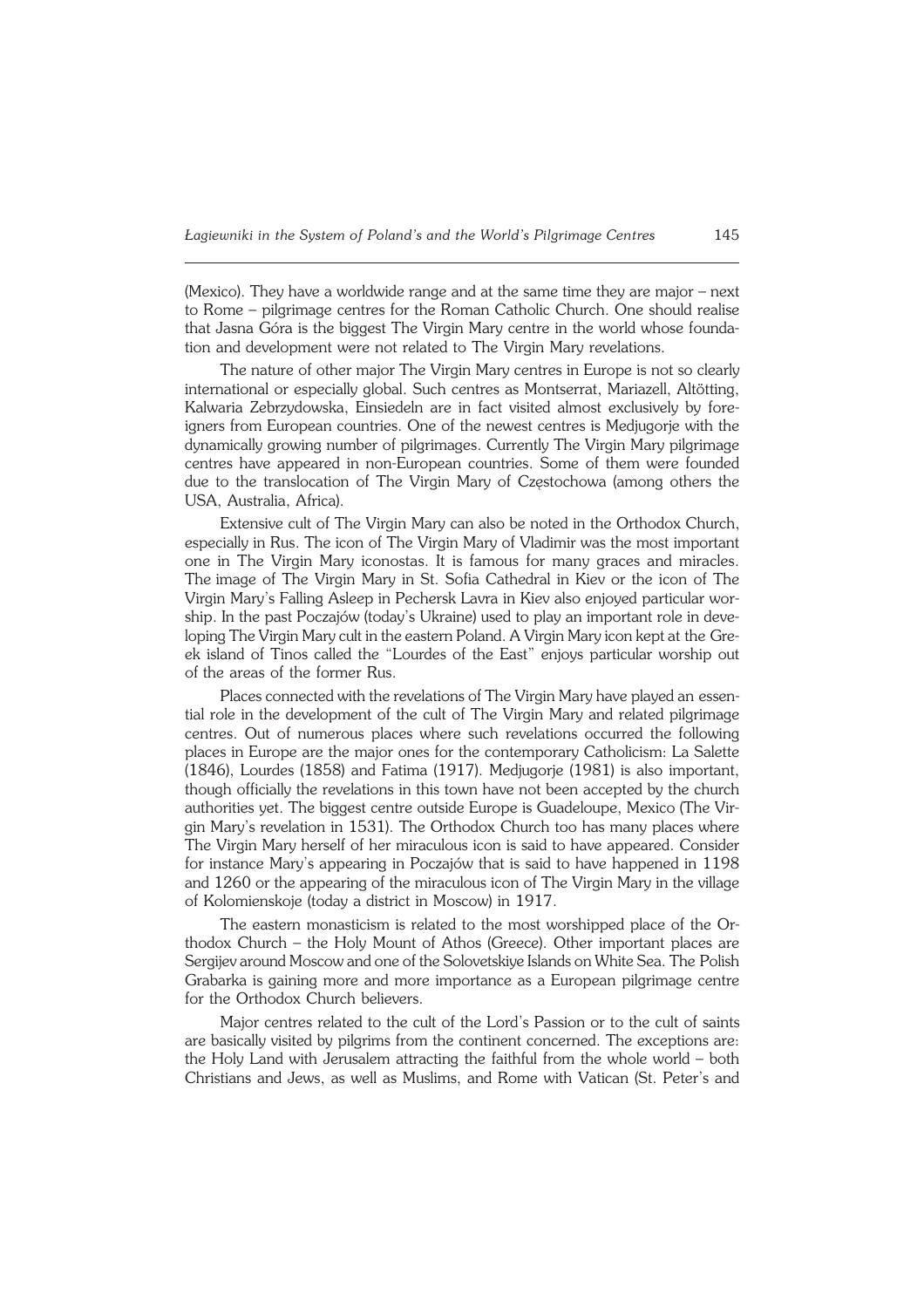(Mexico). They have a worldwide range and at the same time they are major – next to Rome – pilgrimage centres for the Roman Catholic Church. One should realise that Jasna Góra is the biggest The Virgin Mary centre in the world whose foundation and development were not related to The Virgin Mary revelations.

The nature of other major The Virgin Mary centres in Europe is not so clearly international or especially global. Such centres as Montserrat, Mariazell, Altötting, Kalwaria Zebrzydowska, Einsiedeln are in fact visited almost exclusively by foreigners from European countries. One of the newest centres is Medjugorje with the dynamically growing number of pilgrimages. Currently The Virgin Mary pilgrimage centres have appeared in non-European countries. Some of them were founded due to the translocation of The Virgin Mary of Częstochowa (among others the USA, Australia, Africa).

Extensive cult of The Virgin Mary can also be noted in the Orthodox Church, especially in Rus. The icon of The Virgin Mary of Vladimir was the most important one in The Virgin Mary iconostas. It is famous for many graces and miracles. The image of The Virgin Mary in St. Sofia Cathedral in Kiev or the icon of The Virgin Mary's Falling Asleep in Pechersk Lavra in Kiev also enjoyed particular worship. In the past Poczajów (today's Ukraine) used to play an important role in developing The Virgin Mary cult in the eastern Poland. A Virgin Mary icon kept at the Greek island of Tinos called the "Lourdes of the East" enjoys particular worship out of the areas of the former Rus.

Places connected with the revelations of The Virgin Mary have played an essential role in the development of the cult of The Virgin Mary and related pilgrimage centres. Out of numerous places where such revelations occurred the following places in Europe are the major ones for the contemporary Catholicism: La Salette (1846), Lourdes (1858) and Fatima (1917). Medjugorje (1981) is also important, though officially the revelations in this town have not been accepted by the church authorities yet. The biggest centre outside Europe is Guadeloupe, Mexico (The Virgin Mary's revelation in 1531). The Orthodox Church too has many places where The Virgin Mary herself of her miraculous icon is said to have appeared. Consider for instance Mary's appearing in Poczajów that is said to have happened in 1198 and 1260 or the appearing of the miraculous icon of The Virgin Mary in the village of Kolomienskoje (today a district in Moscow) in 1917.

The eastern monasticism is related to the most worshipped place of the Orthodox Church – the Holy Mount of Athos (Greece). Other important places are Sergijev around Moscow and one of the Solovetskiye Islands on White Sea. The Polish Grabarka is gaining more and more importance as a European pilgrimage centre for the Orthodox Church believers.

Major centres related to the cult of the Lord's Passion or to the cult of saints are basically visited by pilgrims from the continent concerned. The exceptions are: the Holy Land with Jerusalem attracting the faithful from the whole world – both Christians and Jews, as well as Muslims, and Rome with Vatican (St. Peter's and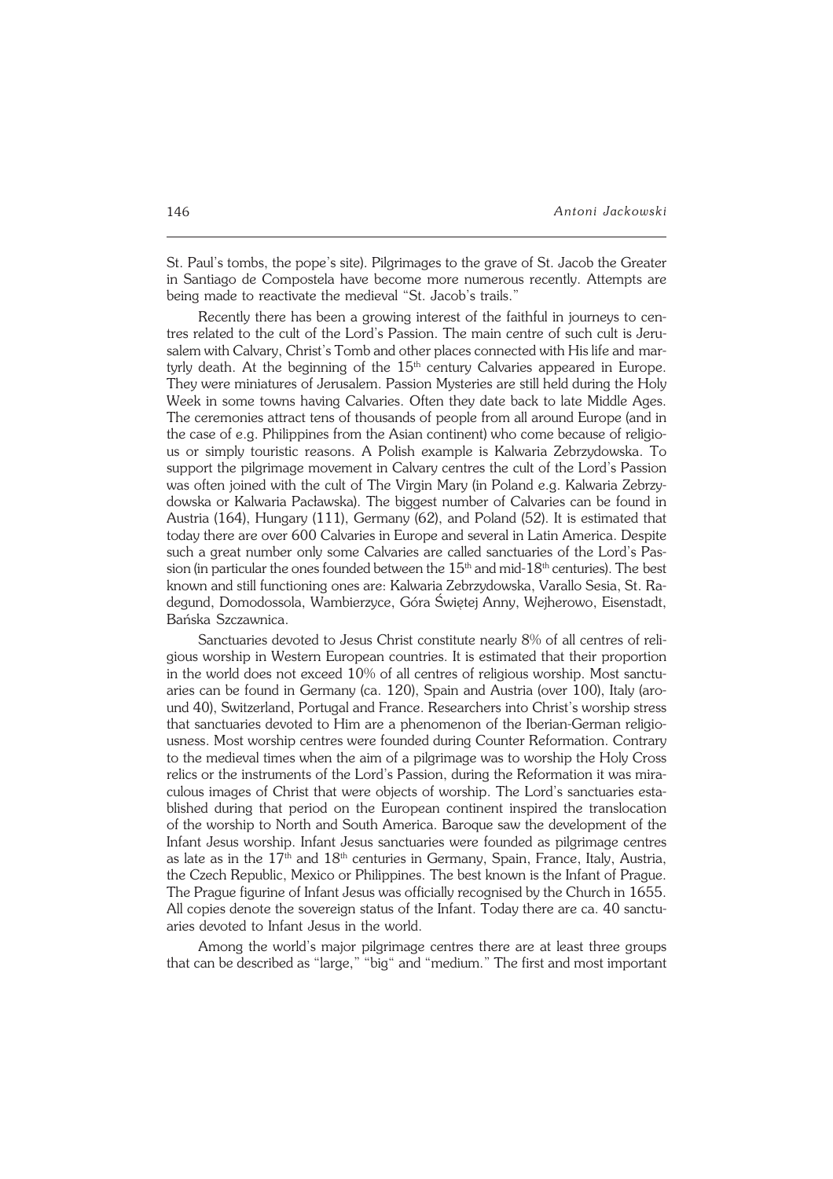St. Paul's tombs, the pope's site). Pilgrimages to the grave of St. Jacob the Greater in Santiago de Compostela have become more numerous recently. Attempts are being made to reactivate the medieval "St. Jacob's trails."

Recently there has been a growing interest of the faithful in journeys to centres related to the cult of the Lord's Passion. The main centre of such cult is Jerusalem with Calvary, Christ's Tomb and other places connected with His life and martyrly death. At the beginning of the 15th century Calvaries appeared in Europe. They were miniatures of Jerusalem. Passion Mysteries are still held during the Holy Week in some towns having Calvaries. Often they date back to late Middle Ages. The ceremonies attract tens of thousands of people from all around Europe (and in the case of e.g. Philippines from the Asian continent) who come because of religious or simply touristic reasons. A Polish example is Kalwaria Zebrzydowska. To support the pilgrimage movement in Calvary centres the cult of the Lord's Passion was often joined with the cult of The Virgin Mary (in Poland e.g. Kalwaria Zebrzydowska or Kalwaria Pacławska). The biggest number of Calvaries can be found in Austria (164), Hungary (111), Germany (62), and Poland (52). It is estimated that today there are over 600 Calvaries in Europe and several in Latin America. Despite such a great number only some Calvaries are called sanctuaries of the Lord's Passion (in particular the ones founded between the 15th and mid-18th centuries). The best known and still functioning ones are: Kalwaria Zebrzydowska, Varallo Sesia, St. Radegund, Domodossola, Wambierzyce, Góra Świętej Anny, Wejherowo, Eisenstadt, Bańska Szczawnica.

Sanctuaries devoted to Jesus Christ constitute nearly 8% of all centres of religious worship in Western European countries. It is estimated that their proportion in the world does not exceed 10% of all centres of religious worship. Most sanctuaries can be found in Germany (ca. 120), Spain and Austria (over 100), Italy (around 40), Switzerland, Portugal and France. Researchers into Christ's worship stress that sanctuaries devoted to Him are a phenomenon of the Iberian-German religiousness. Most worship centres were founded during Counter Reformation. Contrary to the medieval times when the aim of a pilgrimage was to worship the Holy Cross relics or the instruments of the Lord's Passion, during the Reformation it was miraculous images of Christ that were objects of worship. The Lord's sanctuaries established during that period on the European continent inspired the translocation of the worship to North and South America. Baroque saw the development of the Infant Jesus worship. Infant Jesus sanctuaries were founded as pilgrimage centres as late as in the 17th and 18th centuries in Germany, Spain, France, Italy, Austria, the Czech Republic, Mexico or Philippines. The best known is the Infant of Prague. The Prague figurine of Infant Jesus was officially recognised by the Church in 1655. All copies denote the sovereign status of the Infant. Today there are ca. 40 sanctuaries devoted to Infant Jesus in the world.

Among the world's major pilgrimage centres there are at least three groups that can be described as "large," "big" and "medium." The first and most important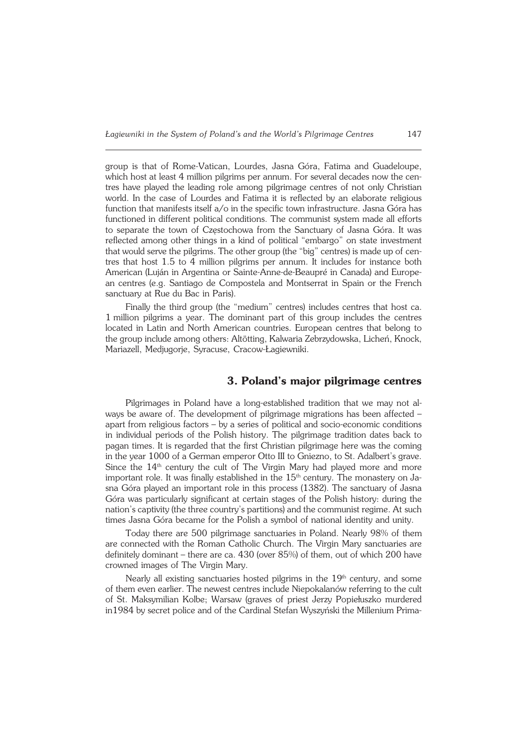group is that of Rome-Vatican, Lourdes, Jasna Góra, Fatima and Guadeloupe, which host at least 4 million pilgrims per annum. For several decades now the centres have played the leading role among pilgrimage centres of not only Christian world. In the case of Lourdes and Fatima it is reflected by an elaborate religious function that manifests itself a/o in the specific town infrastructure. Jasna Góra has functioned in different political conditions. The communist system made all efforts to separate the town of Częstochowa from the Sanctuary of Jasna Góra. It was reflected among other things in a kind of political "embargo" on state investment that would serve the pilgrims. The other group (the "big" centres) is made up of centres that host 1.5 to 4 million pilgrims per annum. It includes for instance both American (Luján in Argentina or Sainte-Anne-de-Beaupré in Canada) and European centres (e.g. Santiago de Compostela and Montserrat in Spain or the French sanctuary at Rue du Bac in Paris).

Finally the third group (the "medium" centres) includes centres that host ca. 1 million pilgrims a year. The dominant part of this group includes the centres located in Latin and North American countries. European centres that belong to the group include among others: Altötting, Kalwaria Zebrzydowska, Licheń, Knock, Mariazell, Medjugorje, Syracuse, Cracow-Łagiewniki.

## 3. Poland's major pilgrimage centres

Pilgrimages in Poland have a long-established tradition that we may not always be aware of. The development of pilgrimage migrations has been affected – apart from religious factors – by a series of political and socio-economic conditions in individual periods of the Polish history. The pilgrimage tradition dates back to pagan times. It is regarded that the first Christian pilgrimage here was the coming in the year 1000 of a German emperor Otto III to Gniezno, to St. Adalbert's grave. Since the 14th century the cult of The Virgin Mary had played more and more important role. It was finally established in the 15th century. The monastery on Jasna Góra played an important role in this process (1382). The sanctuary of Jasna Góra was particularly significant at certain stages of the Polish history: during the nation's captivity (the three country's partitions) and the communist regime. At such times Jasna Góra became for the Polish a symbol of national identity and unity.

Today there are 500 pilgrimage sanctuaries in Poland. Nearly 98% of them are connected with the Roman Catholic Church. The Virgin Mary sanctuaries are definitely dominant – there are ca. 430 (over 85%) of them, out of which 200 have crowned images of The Virgin Mary.

Nearly all existing sanctuaries hosted pilgrims in the 19th century, and some of them even earlier. The newest centres include Niepokalanów referring to the cult of St. Maksymilian Kolbe; Warsaw (graves of priest Jerzy Popiełuszko murdered in1984 by secret police and of the Cardinal Stefan Wyszyński the Millenium Prima-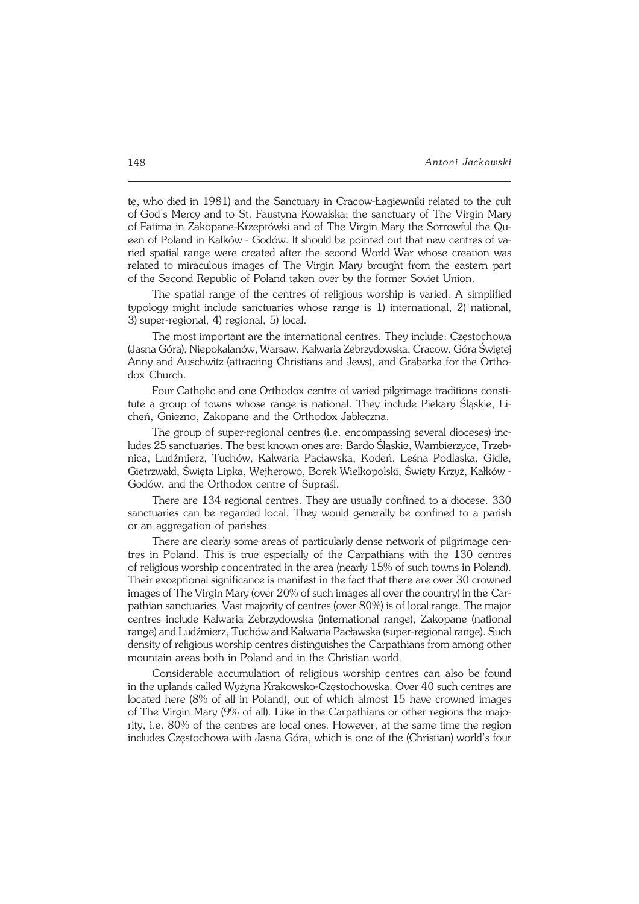te, who died in 1981) and the Sanctuary in Cracow-Łagiewniki related to the cult of God's Mercy and to St. Faustyna Kowalska; the sanctuary of The Virgin Mary of Fatima in Zakopane-Krzeptówki and of The Virgin Mary the Sorrowful the Queen of Poland in Kałków - Godów. It should be pointed out that new centres of varied spatial range were created after the second World War whose creation was related to miraculous images of The Virgin Mary brought from the eastern part of the Second Republic of Poland taken over by the former Soviet Union.

The spatial range of the centres of religious worship is varied. A simplified typology might include sanctuaries whose range is 1) international, 2) national, 3) super-regional, 4) regional, 5) local.

The most important are the international centres. They include: Częstochowa (Jasna Góra), Niepokalanów, Warsaw, Kalwaria Zebrzydowska, Cracow, Góra Świętej Anny and Auschwitz (attracting Christians and Jews), and Grabarka for the Orthodox Church.

Four Catholic and one Orthodox centre of varied pilgrimage traditions constitute a group of towns whose range is national. They include Piekary Śląskie, Licheń, Gniezno, Zakopane and the Orthodox Jabłeczna.

The group of super-regional centres (i.e. encompassing several dioceses) includes 25 sanctuaries. The best known ones are: Bardo Śląskie, Wambierzyce, Trzebnica, Ludźmierz, Tuchów, Kalwaria Pacławska, Kodeń, Leśna Podlaska, Gidle, Gietrzwałd, Święta Lipka, Wejherowo, Borek Wielkopolski, Święty Krzyż, Kałków - Godów, and the Orthodox centre of Supraśl.

There are 134 regional centres. They are usually confined to a diocese. 330 sanctuaries can be regarded local. They would generally be confined to a parish or an aggregation of parishes.

There are clearly some areas of particularly dense network of pilgrimage centres in Poland. This is true especially of the Carpathians with the 130 centres of religious worship concentrated in the area (nearly 15% of such towns in Poland). Their exceptional significance is manifest in the fact that there are over 30 crowned images of The Virgin Mary (over 20% of such images all over the country) in the Carpathian sanctuaries. Vast majority of centres (over 80%) is of local range. The major centres include Kalwaria Zebrzydowska (international range), Zakopane (national range) and Ludźmierz, Tuchów and Kalwaria Pacławska (super-regional range). Such density of religious worship centres distinguishes the Carpathians from among other mountain areas both in Poland and in the Christian world.

Considerable accumulation of religious worship centres can also be found in the uplands called Wyżyna Krakowsko-Częstochowska. Over 40 such centres are located here (8% of all in Poland), out of which almost 15 have crowned images of The Virgin Mary (9% of all). Like in the Carpathians or other regions the majority, i.e. 80% of the centres are local ones. However, at the same time the region includes Częstochowa with Jasna Góra, which is one of the (Christian) world's four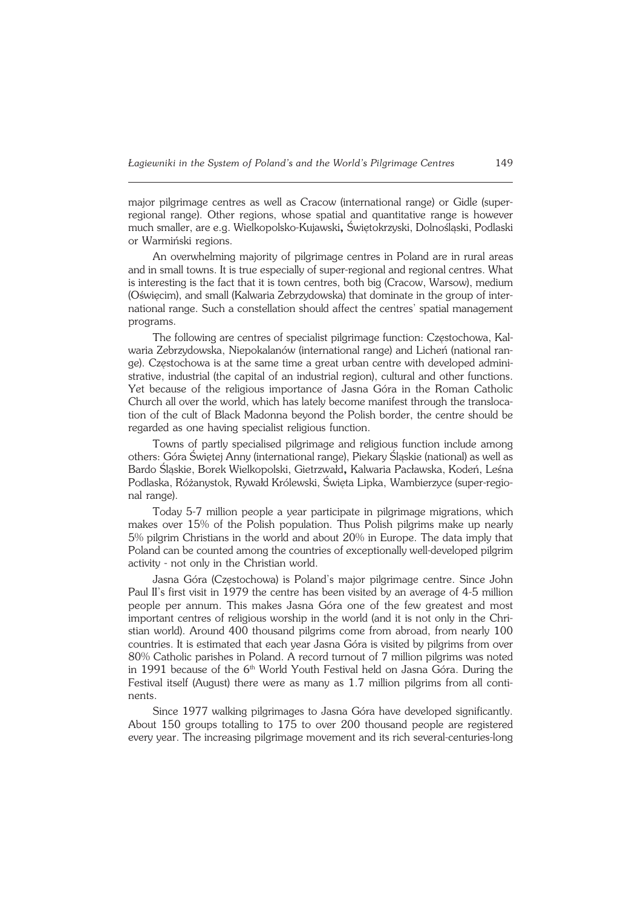major pilgrimage centres as well as Cracow (international range) or Gidle (super-regional range). Other regions, whose spatial and quantitative range is however much smaller, are e.g. Wielkopolsko-Kujawski**,** Świętokrzyski, Dolnośląski, Podlaski or Warmiński regions.

An overwhelming majority of pilgrimage centres in Poland are in rural areas and in small towns. It is true especially of super-regional and regional centres. What is interesting is the fact that it is town centres, both big (Cracow, Warsow), medium (Oświęcim), and small (Kalwaria Zebrzydowska) that dominate in the group of international range. Such a constellation should affect the centres' spatial management programs.

The following are centres of specialist pilgrimage function: Częstochowa, Kalwaria Zebrzydowska, Niepokalanów (international range) and Licheń (national range). Częstochowa is at the same time a great urban centre with developed administrative, industrial (the capital of an industrial region), cultural and other functions. Yet because of the religious importance of Jasna Góra in the Roman Catholic Church all over the world, which has lately become manifest through the translocation of the cult of Black Madonna beyond the Polish border, the centre should be regarded as one having specialist religious function.

Towns of partly specialised pilgrimage and religious function include among others: Góra Świętej Anny (international range), Piekary Śląskie (national) as well as Bardo Śląskie, Borek Wielkopolski, Gietrzwałd**,** Kalwaria Pacławska, Kodeń, Leśna Podlaska, Różanystok, Rywałd Królewski, Święta Lipka, Wambierzyce (super-regional range).

Today 5-7 million people a year participate in pilgrimage migrations, which makes over 15% of the Polish population. Thus Polish pilgrims make up nearly 5% pilgrim Christians in the world and about 20% in Europe. The data imply that Poland can be counted among the countries of exceptionally well-developed pilgrim activity - not only in the Christian world.

Jasna Góra (Częstochowa) is Poland's major pilgrimage centre. Since John Paul II's first visit in 1979 the centre has been visited by an average of 4-5 million people per annum. This makes Jasna Góra one of the few greatest and most important centres of religious worship in the world (and it is not only in the Christian world). Around 400 thousand pilgrims come from abroad, from nearly 100 countries. It is estimated that each year Jasna Góra is visited by pilgrims from over 80% Catholic parishes in Poland. A record turnout of 7 million pilgrims was noted in 1991 because of the 6th World Youth Festival held on Jasna Góra. During the Festival itself (August) there were as many as 1.7 million pilgrims from all continents.

Since 1977 walking pilgrimages to Jasna Góra have developed significantly. About 150 groups totalling to 175 to over 200 thousand people are registered every year. The increasing pilgrimage movement and its rich several-centuries-long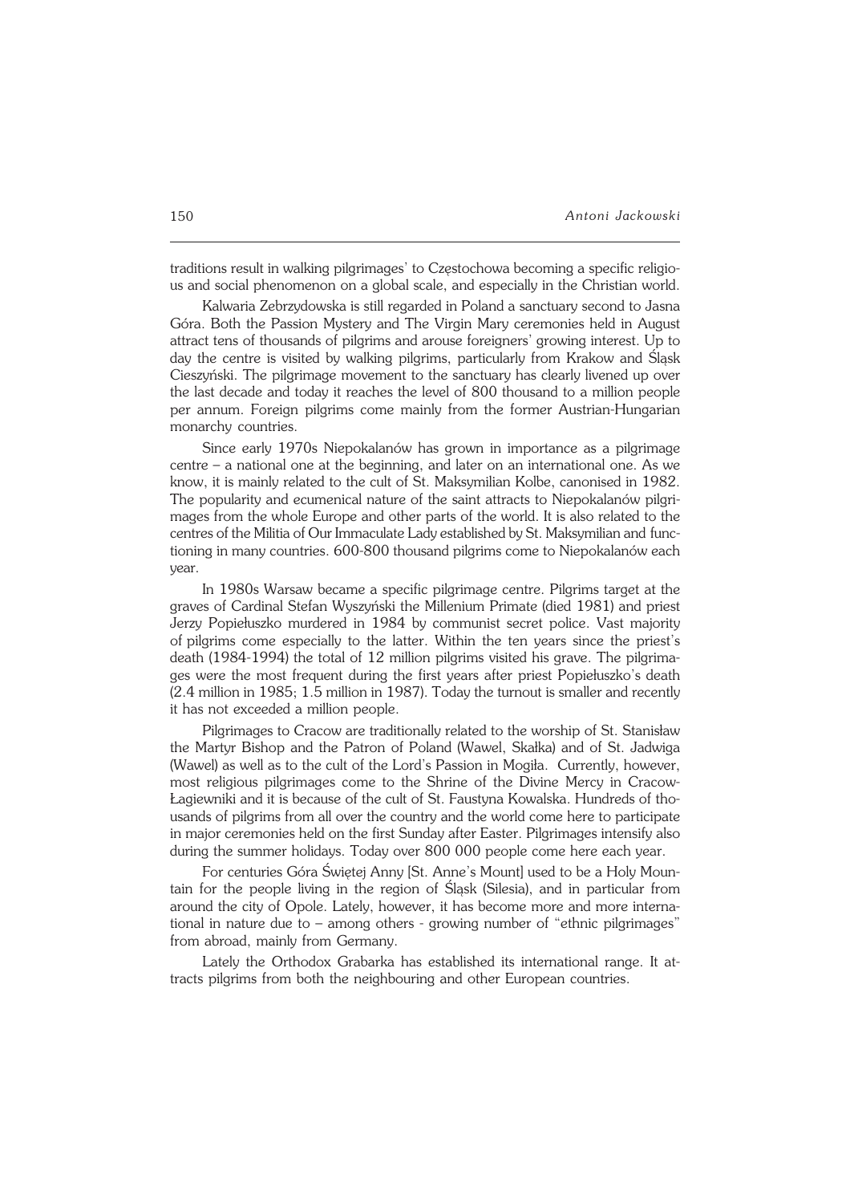traditions result in walking pilgrimages' to Częstochowa becoming a specific religious and social phenomenon on a global scale, and especially in the Christian world.

Kalwaria Zebrzydowska is still regarded in Poland a sanctuary second to Jasna Góra. Both the Passion Mystery and The Virgin Mary ceremonies held in August attract tens of thousands of pilgrims and arouse foreigners' growing interest. Up to day the centre is visited by walking pilgrims, particularly from Krakow and Śląsk Cieszyński. The pilgrimage movement to the sanctuary has clearly livened up over the last decade and today it reaches the level of 800 thousand to a million people per annum. Foreign pilgrims come mainly from the former Austrian-Hungarian monarchy countries.

Since early 1970s Niepokalanów has grown in importance as a pilgrimage centre – a national one at the beginning, and later on an international one. As we know, it is mainly related to the cult of St. Maksymilian Kolbe, canonised in 1982. The popularity and ecumenical nature of the saint attracts to Niepokalanów pilgrimages from the whole Europe and other parts of the world. It is also related to the centres of the Militia of Our Immaculate Lady established by St. Maksymilian and functioning in many countries. 600-800 thousand pilgrims come to Niepokalanów each year.

In 1980s Warsaw became a specific pilgrimage centre. Pilgrims target at the graves of Cardinal Stefan Wyszyński the Millenium Primate (died 1981) and priest Jerzy Popiełuszko murdered in 1984 by communist secret police. Vast majority of pilgrims come especially to the latter. Within the ten years since the priest's death (1984-1994) the total of 12 million pilgrims visited his grave. The pilgrimages were the most frequent during the first years after priest Popiełuszko's death (2.4 million in 1985; 1.5 million in 1987). Today the turnout is smaller and recently it has not exceeded a million people.

Pilgrimages to Cracow are traditionally related to the worship of St. Stanisław the Martyr Bishop and the Patron of Poland (Wawel, Skałka) and of St. Jadwiga (Wawel) as well as to the cult of the Lord's Passion in Mogiła. Currently, however, most religious pilgrimages come to the Shrine of the Divine Mercy in Cracow-Łagiewniki and it is because of the cult of St. Faustyna Kowalska. Hundreds of thousands of pilgrims from all over the country and the world come here to participate in major ceremonies held on the first Sunday after Easter. Pilgrimages intensify also during the summer holidays. Today over 800 000 people come here each year.

For centuries Góra Świętej Anny [St. Anne's Mount] used to be a Holy Mountain for the people living in the region of Śląsk (Silesia), and in particular from around the city of Opole. Lately, however, it has become more and more international in nature due to – among others - growing number of "ethnic pilgrimages" from abroad, mainly from Germany.

Lately the Orthodox Grabarka has established its international range. It attracts pilgrims from both the neighbouring and other European countries.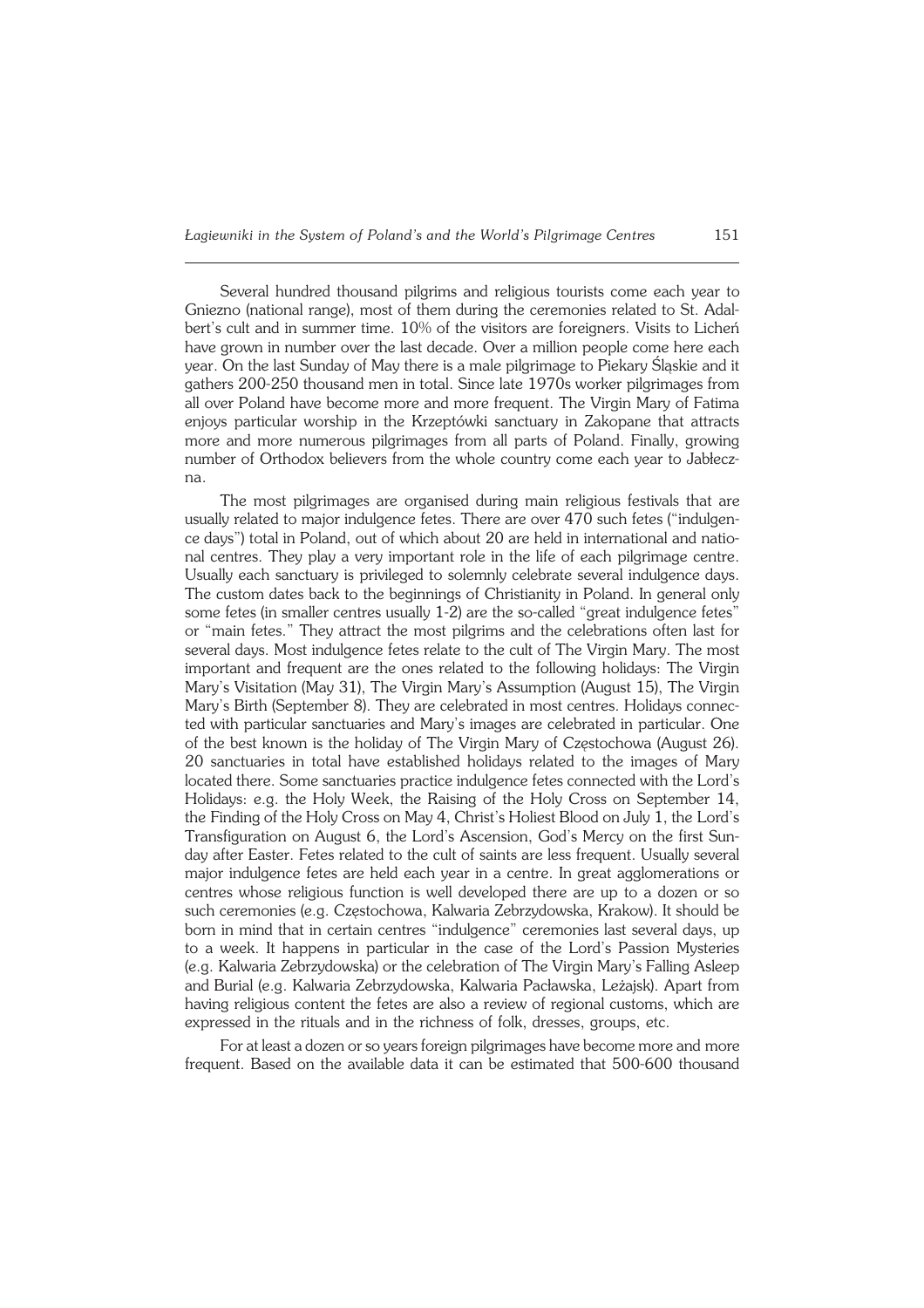Several hundred thousand pilgrims and religious tourists come each year to Gniezno (national range), most of them during the ceremonies related to St. Adalbert's cult and in summer time. 10% of the visitors are foreigners. Visits to Licheń have grown in number over the last decade. Over a million people come here each year. On the last Sunday of May there is a male pilgrimage to Piekary Śląskie and it gathers 200-250 thousand men in total. Since late 1970s worker pilgrimages from all over Poland have become more and more frequent. The Virgin Mary of Fatima enjoys particular worship in the Krzeptówki sanctuary in Zakopane that attracts more and more numerous pilgrimages from all parts of Poland. Finally, growing number of Orthodox believers from the whole country come each year to Jabłeczna.

The most pilgrimages are organised during main religious festivals that are usually related to major indulgence fetes. There are over 470 such fetes ("indulgence days") total in Poland, out of which about 20 are held in international and national centres. They play a very important role in the life of each pilgrimage centre. Usually each sanctuary is privileged to solemnly celebrate several indulgence days. The custom dates back to the beginnings of Christianity in Poland. In general only some fetes (in smaller centres usually 1-2) are the so-called "great indulgence fetes" or "main fetes." They attract the most pilgrims and the celebrations often last for several days. Most indulgence fetes relate to the cult of The Virgin Mary. The most important and frequent are the ones related to the following holidays: The Virgin Mary's Visitation (May 31), The Virgin Mary's Assumption (August 15), The Virgin Mary's Birth (September 8). They are celebrated in most centres. Holidays connected with particular sanctuaries and Mary's images are celebrated in particular. One of the best known is the holiday of The Virgin Mary of Częstochowa (August 26). 20 sanctuaries in total have established holidays related to the images of Mary located there. Some sanctuaries practice indulgence fetes connected with the Lord's Holidays: e.g. the Holy Week, the Raising of the Holy Cross on September 14, the Finding of the Holy Cross on May 4, Christ's Holiest Blood on July 1, the Lord's Transfiguration on August 6, the Lord's Ascension, God's Mercy on the first Sunday after Easter. Fetes related to the cult of saints are less frequent. Usually several major indulgence fetes are held each year in a centre. In great agglomerations or centres whose religious function is well developed there are up to a dozen or so such ceremonies (e.g. Częstochowa, Kalwaria Zebrzydowska, Krakow). It should be born in mind that in certain centres "indulgence" ceremonies last several days, up to a week. It happens in particular in the case of the Lord's Passion Mysteries (e.g. Kalwaria Zebrzydowska) or the celebration of The Virgin Mary's Falling Asleep and Burial (e.g. Kalwaria Zebrzydowska, Kalwaria Pacławska, Leżajsk). Apart from having religious content the fetes are also a review of regional customs, which are expressed in the rituals and in the richness of folk, dresses, groups, etc.

For at least a dozen or so years foreign pilgrimages have become more and more frequent. Based on the available data it can be estimated that 500-600 thousand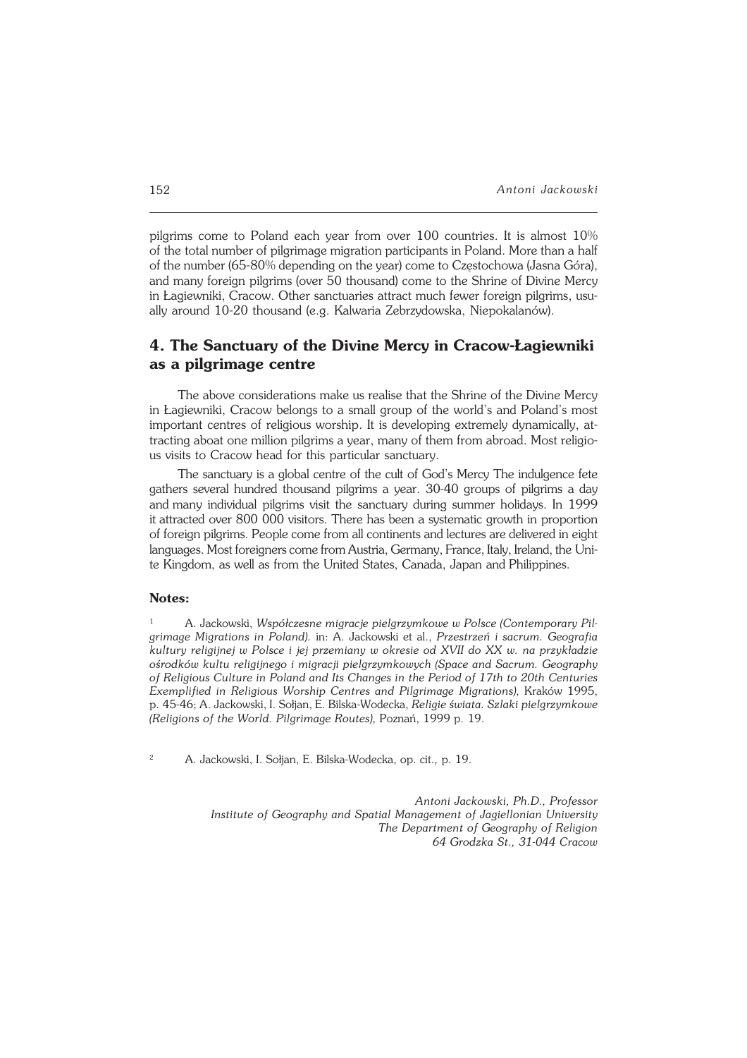pilgrims come to Poland each year from over 100 countries. It is almost 10% of the total number of pilgrimage migration participants in Poland. More than a half of the number (65-80% depending on the year) come to Częstochowa (Jasna Góra), and many foreign pilgrims (over 50 thousand) come to the Shrine of Divine Mercy in Łagiewniki, Cracow. Other sanctuaries attract much fewer foreign pilgrims, usually around 10-20 thousand (e.g. Kalwaria Zebrzydowska, Niepokalanów).

## 4. The Sanctuary of the Divine Mercy in Cracow-Łagiewniki as a pilgrimage centre

The above considerations make us realise that the Shrine of the Divine Mercy in Łagiewniki, Cracow belongs to a small group of the world's and Poland's most important centres of religious worship. It is developing extremely dynamically, attracting aboat one million pilgrims a year, many of them from abroad. Most religious visits to Cracow head for this particular sanctuary.

The sanctuary is a global centre of the cult of God's Mercy The indulgence fete gathers several hundred thousand pilgrims a year. 30-40 groups of pilgrims a day and many individual pilgrims visit the sanctuary during summer holidays. In 1999 it attracted over 800 000 visitors. There has been a systematic growth in proportion of foreign pilgrims. People come from all continents and lectures are delivered in eight languages. Most foreigners come from Austria, Germany, France, Italy, Ireland, the Unite Kingdom, as well as from the United States, Canada, Japan and Philippines.

**Notes:**

[1] A. Jackowski, *Współczesne migracje pielgrzymkowe w Polsce (Contemporary Pilgrimage Migrations in Poland).* in: A. Jackowski et al., *Przestrzeń i sacrum. Geografia kultury religijnej w Polsce i jej przemiany w okresie od XVII do XX w. na przykładzie ośrodków kultu religijnego i migracji pielgrzymkowych (Space and Sacrum. Geography of Religious Culture in Poland and Its Changes in the Period of 17th to 20th Centuries Exemplified in Religious Worship Centres and Pilgrimage Migrations),* Kraków 1995, p. 45-46; A. Jackowski, I. Sołjan, E. Bilska-Wodecka, *Religie świata. Szlaki pielgrzymkowe (Religions of the World. Pilgrimage Routes),* Poznań, 1999 p. 19.

[2] A. Jackowski, I. Sołjan, E. Bilska-Wodecka, op. cit., p. 19.

*Antoni Jackowski, Ph.D., Professor*
*Institute of Geography and Spatial Management of Jagiellonian University*
*The Department of Geography of Religion*
*64 Grodzka St., 31-044 Cracow*